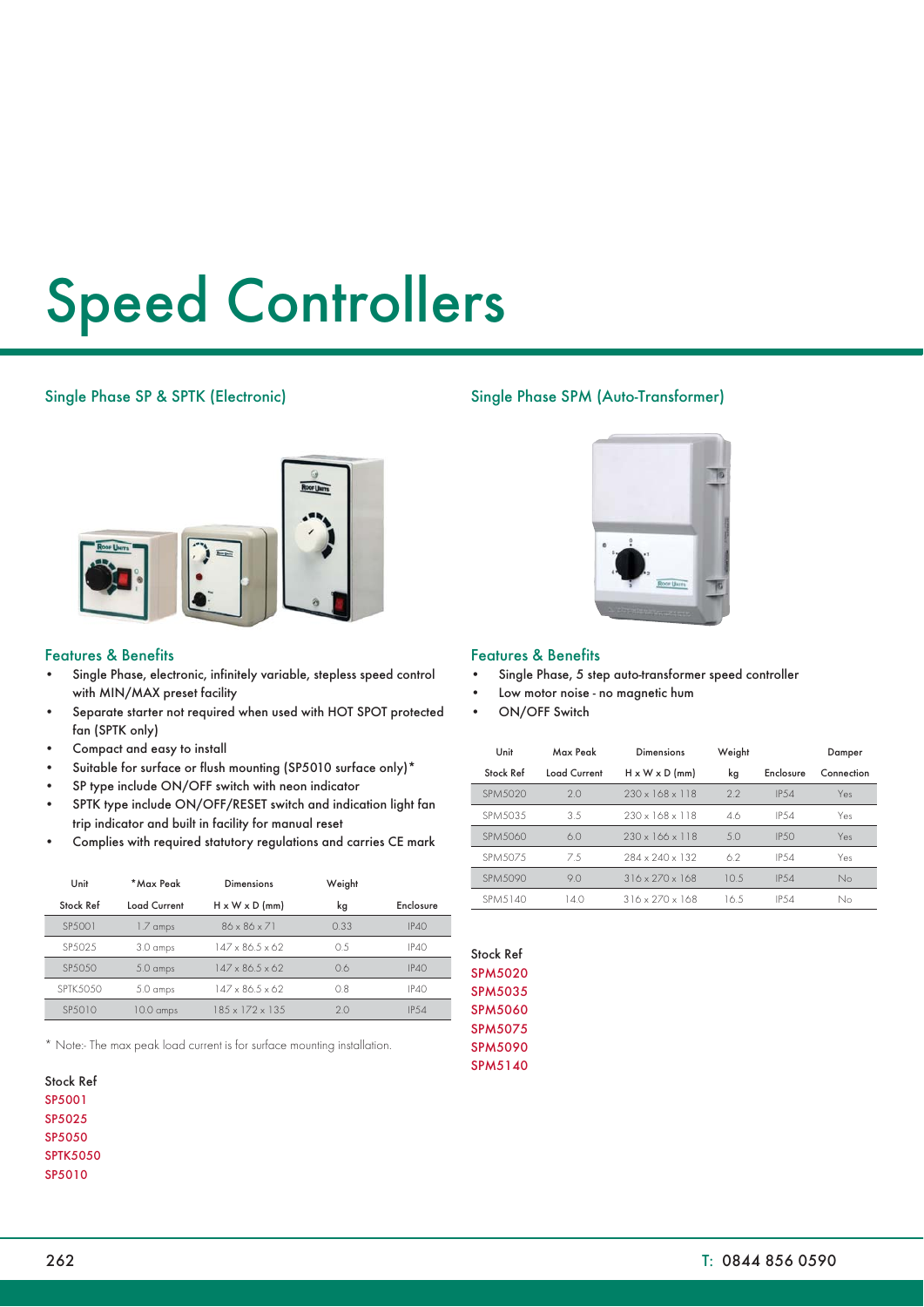# Speed Controllers

## Single Phase SP & SPTK (Electronic)

### Features & Benefits

- Single Phase, electronic, infinitely variable, stepless speed control with MIN/MAX preset facility
- Separate starter not required when used with HOT SPOT protected fan (SPTK only)
- Compact and easy to install
- Suitable for surface or flush mounting (SP5010 surface only)*
- SP type include ON/OFF switch with neon indicator
- SPTK type include ON/OFF/RESET switch and indication light fan trip indicator and built in facility for manual reset
- Complies with required statutory regulations and carries CE mark

| Unit Stock Ref | *Max Peak Load Current | Dimensions H x W x D (mm) | Weight kg | Enclosure |
|---|---|---|---|---|
| SP5001 | 1.7 amps | 86 x 86 x 71 | 0.33 | IP40 |
| SP5025 | 3.0 amps | 147 x 86.5 x 62 | 0.5 | IP40 |
| SP5050 | 5.0 amps | 147 x 86.5 x 62 | 0.6 | IP40 |
| SPTK5050 | 5.0 amps | 147 x 86.5 x 62 | 0.8 | IP40 |
| SP5010 | 10.0 amps | 185 x 172 x 135 | 2.0 | IP54 |

* Note:- The max peak load current is for surface mounting installation.

Stock Ref
SP5001
SP5025
SP5050
SPTK5050
SP5010

## Single Phase SPM (Auto-Transformer)

### Features & Benefits

- Single Phase, 5 step auto-transformer speed controller
- Low motor noise - no magnetic hum
- ON/OFF Switch

| Unit Stock Ref | Max Peak Load Current | Dimensions H x W x D (mm) | Weight kg | Enclosure | Damper Connection |
|---|---|---|---|---|---|
| SPM5020 | 2.0 | 230 x 168 x 118 | 2.2 | IP54 | Yes |
| SPM5035 | 3.5 | 230 x 168 x 118 | 4.6 | IP54 | Yes |
| SPM5060 | 6.0 | 230 x 166 x 118 | 5.0 | IP50 | Yes |
| SPM5075 | 7.5 | 284 x 240 x 132 | 6.2 | IP54 | Yes |
| SPM5090 | 9.0 | 316 x 270 x 168 | 10.5 | IP54 | No |
| SPM5140 | 14.0 | 316 x 270 x 168 | 16.5 | IP54 | No |

Stock Ref
SPM5020
SPM5035
SPM5060
SPM5075
SPM5090
SPM5140

T: 0844 856 0590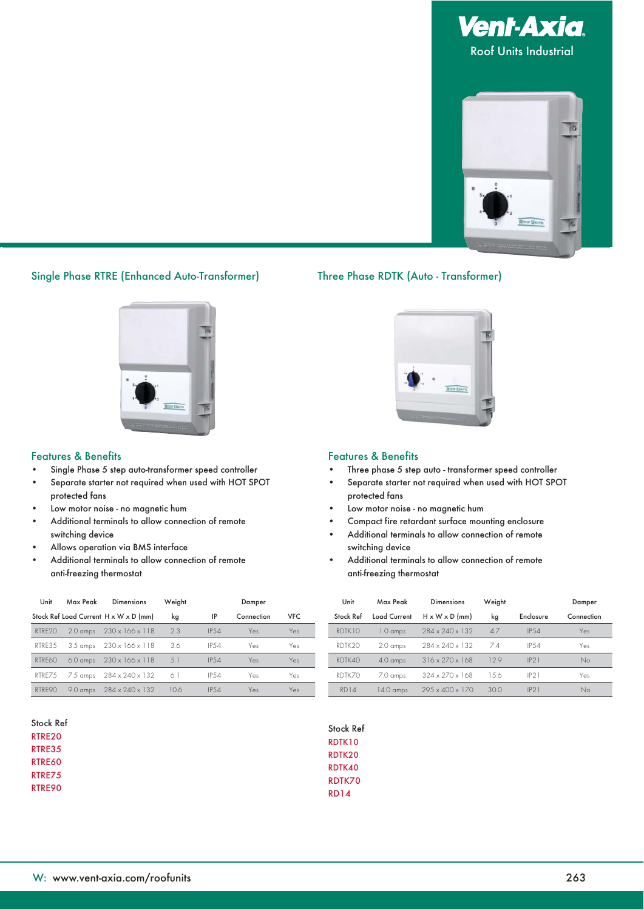# Vent-Axia

Roof Units Industrial

## Single Phase RTRE (Enhanced Auto-Transformer)

### Features & Benefits

- Single Phase 5 step auto-transformer speed controller
- Separate starter not required when used with HOT SPOT protected fans
- Low motor noise - no magnetic hum
- Additional terminals to allow connection of remote switching device
- Allows operation via BMS interface
- Additional terminals to allow connection of remote anti-freezing thermostat

| Unit | Max Peak | Dimensions | Weight | | Damper | |
|---|---|---|---|---|---|---|
| Stock Ref | Load Current | H x W x D (mm) | kg | IP | Connection | VFC |
| RTRE20 | 2.0 amps | 230 x 166 x 118 | 2.3 | IP54 | Yes | Yes |
| RTRE35 | 3.5 amps | 230 x 166 x 118 | 3.6 | IP54 | Yes | Yes |
| RTRE60 | 6.0 amps | 230 x 166 x 118 | 5.1 | IP54 | Yes | Yes |
| RTRE75 | 7.5 amps | 284 x 240 x 132 | 6.1 | IP54 | Yes | Yes |
| RTRE90 | 9.0 amps | 284 x 240 x 132 | 10.6 | IP54 | Yes | Yes |

Stock Ref
RTRE20
RTRE35
RTRE60
RTRE75
RTRE90

## Three Phase RDTK (Auto - Transformer)

### Features & Benefits

- Three phase 5 step auto - transformer speed controller
- Separate starter not required when used with HOT SPOT protected fans
- Low motor noise - no magnetic hum
- Compact fire retardant surface mounting enclosure
- Additional terminals to allow connection of remote switching device
- Additional terminals to allow connection of remote anti-freezing thermostat

| Unit | Max Peak | Dimensions | Weight | | Damper |
|---|---|---|---|---|---|
| Stock Ref | Load Current | H x W x D (mm) | kg | Enclosure | Connection |
| RDTK10 | 1.0 amps | 284 x 240 x 132 | 4.7 | IP54 | Yes |
| RDTK20 | 2.0 amps | 284 x 240 x 132 | 7.4 | IP54 | Yes |
| RDTK40 | 4.0 amps | 316 x 270 x 168 | 12.9 | IP21 | No |
| RDTK70 | 7.0 amps | 324 x 270 x 168 | 15.6 | IP21 | Yes |
| RD14 | 14.0 amps | 295 x 400 x 170 | 30.0 | IP21 | No |

Stock Ref
RDTK10
RDTK20
RDTK40
RDTK70
RD14

W: www.vent-axia.com/roofunits